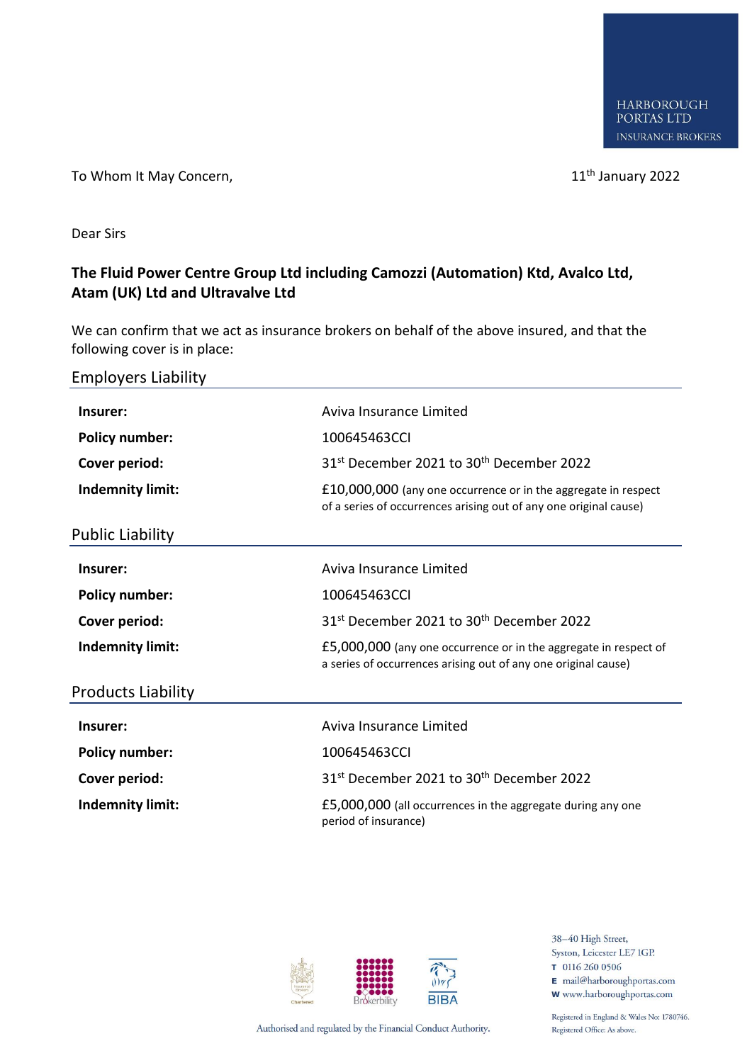HARBOROUGH PORTAS LTD
INSURANCE BROKERS

To Whom It May Concern,

11th January 2022

Dear Sirs

**The Fluid Power Centre Group Ltd including Camozzi (Automation) Ktd, Avalco Ltd, Atam (UK) Ltd and Ultravalve Ltd**

We can confirm that we act as insurance brokers on behalf of the above insured, and that the following cover is in place:

## Employers Liability

| | |
|---|---|
| **Insurer:** | Aviva Insurance Limited |
| **Policy number:** | 100645463CCI |
| **Cover period:** | 31st December 2021 to 30th December 2022 |
| **Indemnity limit:** | £10,000,000 (any one occurrence or in the aggregate in respect of a series of occurrences arising out of any one original cause) |

## Public Liability

| | |
|---|---|
| **Insurer:** | Aviva Insurance Limited |
| **Policy number:** | 100645463CCI |
| **Cover period:** | 31st December 2021 to 30th December 2022 |
| **Indemnity limit:** | £5,000,000 (any one occurrence or in the aggregate in respect of a series of occurrences arising out of any one original cause) |

## Products Liability

| | |
|---|---|
| **Insurer:** | Aviva Insurance Limited |
| **Policy number:** | 100645463CCI |
| **Cover period:** | 31st December 2021 to 30th December 2022 |
| **Indemnity limit:** | £5,000,000 (all occurrences in the aggregate during any one period of insurance) |

38–40 High Street,
Syston, Leicester LE7 1GP.
T 0116 260 0506
E mail@harboroughportas.com
W www.harboroughportas.com

Authorised and regulated by the Financial Conduct Authority.

Registered in England & Wales No: 1780746.
Registered Office: As above.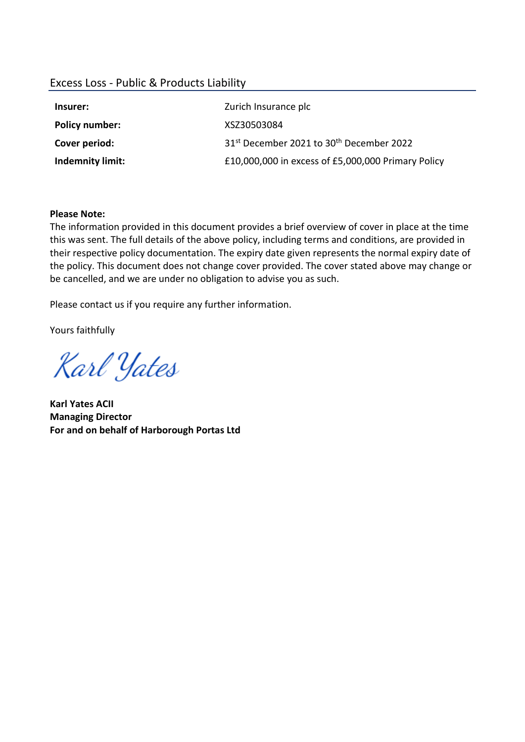## Excess Loss - Public & Products Liability

| | |
|---|---|
| **Insurer:** | Zurich Insurance plc |
| **Policy number:** | XSZ30503084 |
| **Cover period:** | 31st December 2021 to 30th December 2022 |
| **Indemnity limit:** | £10,000,000 in excess of £5,000,000 Primary Policy |

**Please Note:**
The information provided in this document provides a brief overview of cover in place at the time this was sent. The full details of the above policy, including terms and conditions, are provided in their respective policy documentation. The expiry date given represents the normal expiry date of the policy. This document does not change cover provided. The cover stated above may change or be cancelled, and we are under no obligation to advise you as such.

Please contact us if you require any further information.

Yours faithfully

*Karl Yates*

**Karl Yates ACII**
**Managing Director**
**For and on behalf of Harborough Portas Ltd**